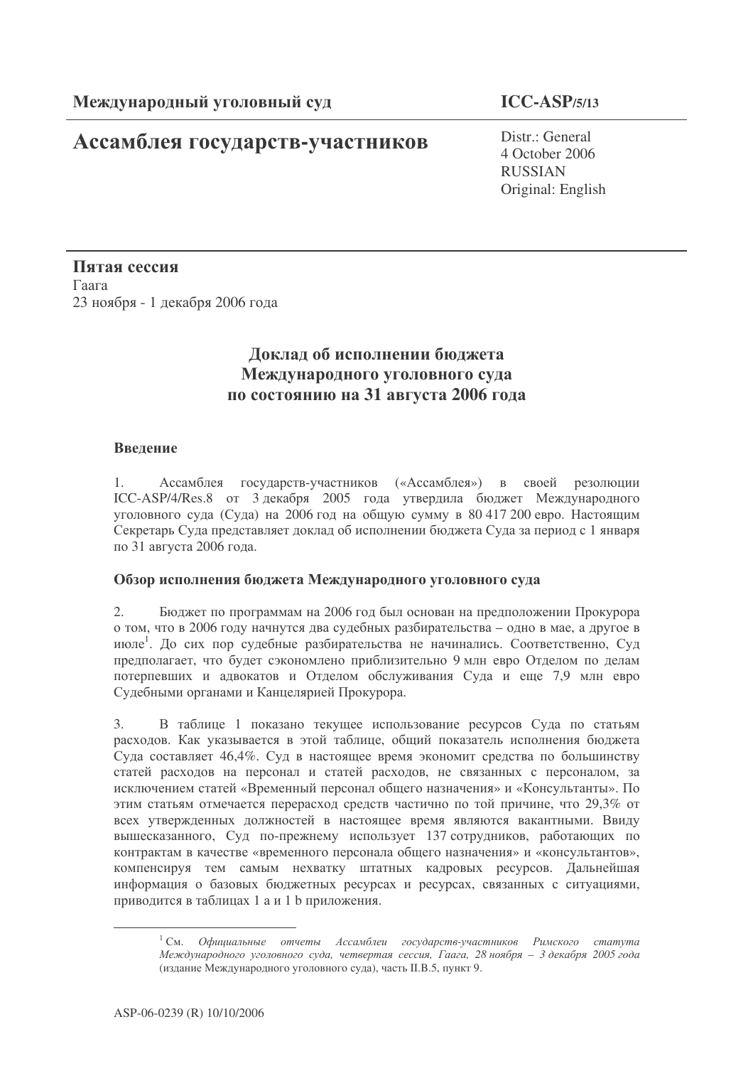Международный уголовный суд

**ICC-ASP/5/13**

# Ассамблея государств-участников

Distr.: General
4 October 2006
RUSSIAN
Original: English

**Пятая сессия**
Гаага
23 ноября - 1 декабря 2006 года

## Доклад об исполнении бюджета Международного уголовного суда по состоянию на 31 августа 2006 года

### Введение

1. Ассамблея государств-участников («Ассамблея») в своей резолюции ICC-ASP/4/Res.8 от 3 декабря 2005 года утвердила бюджет Международного уголовного суда (Суда) на 2006 год на общую сумму в 80 417 200 евро. Настоящим Секретарь Суда представляет доклад об исполнении бюджета Суда за период с 1 января по 31 августа 2006 года.

### Обзор исполнения бюджета Международного уголовного суда

2. Бюджет по программам на 2006 год был основан на предположении Прокурора о том, что в 2006 году начнутся два судебных разбирательства – одно в мае, а другое в июле[1]. До сих пор судебные разбирательства не начинались. Соответственно, Суд предполагает, что будет сэкономлено приблизительно 9 млн евро Отделом по делам потерпевших и адвокатов и Отделом обслуживания Суда и еще 7,9 млн евро Судебными органами и Канцелярией Прокурора.

3. В таблице 1 показано текущее использование ресурсов Суда по статьям расходов. Как указывается в этой таблице, общий показатель исполнения бюджета Суда составляет 46,4%. Суд в настоящее время экономит средства по большинству статей расходов на персонал и статей расходов, не связанных с персоналом, за исключением статей «Временный персонал общего назначения» и «Консультанты». По этим статьям отмечается перерасход средств частично по той причине, что 29,3% от всех утвержденных должностей в настоящее время являются вакантными. Ввиду вышесказанного, Суд по-прежнему использует 137 сотрудников, работающих по контрактам в качестве «временного персонала общего назначения» и «консультантов», компенсируя тем самым нехватку штатных кадровых ресурсов. Дальнейшая информация о базовых бюджетных ресурсах и ресурсах, связанных с ситуациями, приводится в таблицах 1 a и 1 b приложения.

[1] См. *Официальные отчеты Ассамблеи государств-участников Римского статута Международного уголовного суда, четвертая сессия, Гаага, 28 ноября – 3 декабря 2005 года* (издание Международного уголовного суда), часть II.B.5, пункт 9.

ASP-06-0239 (R) 10/10/2006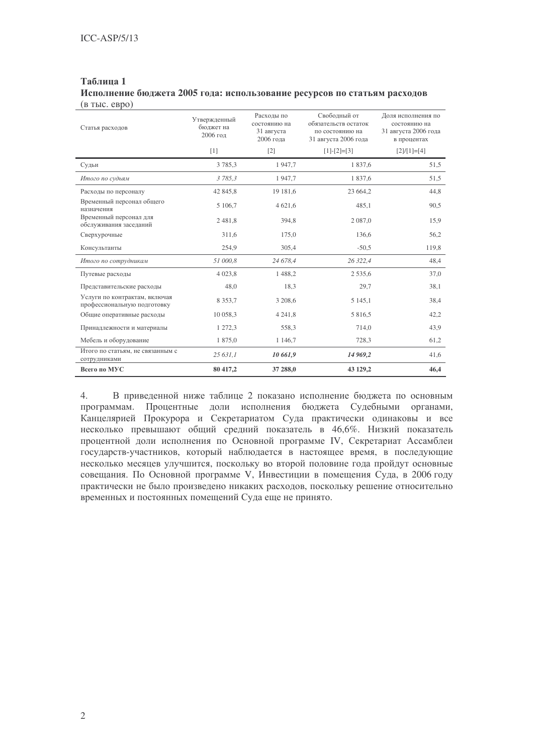**Таблица 1**
**Исполнение бюджета 2005 года: использование ресурсов по статьям расходов**
(в тыс. евро)

| Статья расходов | Утвержденный бюджет на 2006 год | Расходы по состоянию на 31 августа 2006 года | Свободный от обязательств остаток по состоянию на 31 августа 2006 года | Доля исполнения по состоянию на 31 августа 2006 года в процентах |
|---|---|---|---|---|
| | [1] | [2] | [1]-[2]=[3] | [2]/[1]=[4] |
| Судьи | 3 785,3 | 1 947,7 | 1 837,6 | 51,5 |
| *Итого по судьям* | *3 785,3* | 1 947,7 | 1 837,6 | 51,5 |
| Расходы по персоналу | 42 845,8 | 19 181,6 | 23 664,2 | 44,8 |
| Временный персонал общего назначения | 5 106,7 | 4 621,6 | 485,1 | 90,5 |
| Временный персонал для обслуживания заседаний | 2 481,8 | 394,8 | 2 087,0 | 15,9 |
| Сверхурочные | 311,6 | 175,0 | 136,6 | 56,2 |
| Консультанты | 254,9 | 305,4 | -50,5 | 119,8 |
| *Итого по сотрудникам* | *51 000,8* | *24 678,4* | *26 322,4* | 48,4 |
| Путевые расходы | 4 023,8 | 1 488,2 | 2 535,6 | 37,0 |
| Представительские расходы | 48,0 | 18,3 | 29,7 | 38,1 |
| Услуги по контрактам, включая профессиональную подготовку | 8 353,7 | 3 208,6 | 5 145,1 | 38,4 |
| Общие оперативные расходы | 10 058,3 | 4 241,8 | 5 816,5 | 42,2 |
| Принадлежности и материалы | 1 272,3 | 558,3 | 714,0 | 43,9 |
| Мебель и оборудование | 1 875,0 | 1 146,7 | 728,3 | 61,2 |
| Итого по статьям, не связанным с сотрудниками | *25 631,1* | ***10 661,9*** | ***14 969,2*** | 41,6 |
| **Всего по МУС** | **80 417,2** | **37 288,0** | **43 129,2** | **46,4** |

4. В приведенной ниже таблице 2 показано исполнение бюджета по основным программам. Процентные доли исполнения бюджета Судебными органами, Канцелярией Прокурора и Секретариатом Суда практически одинаковы и все несколько превышают общий средний показатель в 46,6%. Низкий показатель процентной доли исполнения по Основной программе IV, Секретариат Ассамблеи государств-участников, который наблюдается в настоящее время, в последующие несколько месяцев улучшится, поскольку во второй половине года пройдут основные совещания. По Основной программе V, Инвестиции в помещения Суда, в 2006 году практически не было произведено никаких расходов, поскольку решение относительно временных и постоянных помещений Суда еще не принято.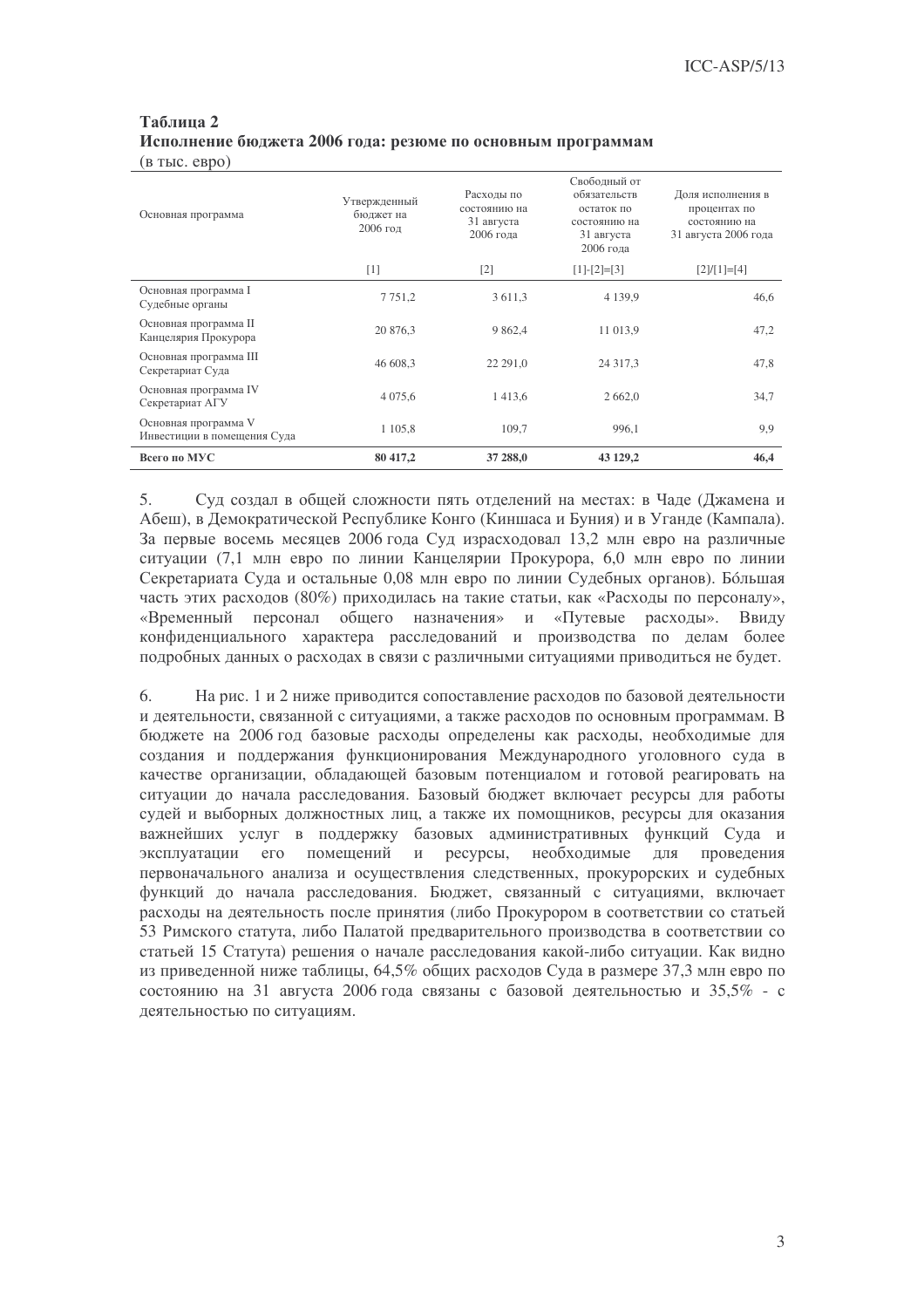**Таблица 2**
**Исполнение бюджета 2006 года: резюме по основным программам**
(в тыс. евро)

| Основная программа | Утвержденный бюджет на 2006 год | Расходы по состоянию на 31 августа 2006 года | Свободный от обязательств остаток по состоянию на 31 августа 2006 года | Доля исполнения в процентах по состоянию на 31 августа 2006 года |
|---|---|---|---|---|
| | [1] | [2] | [1]-[2]=[3] | [2]/[1]=[4] |
| Основная программа I Судебные органы | 7 751,2 | 3 611,3 | 4 139,9 | 46,6 |
| Основная программа II Канцелярия Прокурора | 20 876,3 | 9 862,4 | 11 013,9 | 47,2 |
| Основная программа III Секретариат Суда | 46 608,3 | 22 291,0 | 24 317,3 | 47,8 |
| Основная программа IV Секретариат АГУ | 4 075,6 | 1 413,6 | 2 662,0 | 34,7 |
| Основная программа V Инвестиции в помещения Суда | 1 105,8 | 109,7 | 996,1 | 9,9 |
| **Всего по МУС** | **80 417,2** | **37 288,0** | **43 129,2** | **46,4** |

5. Суд создал в общей сложности пять отделений на местах: в Чаде (Джамена и Абеш), в Демократической Республике Конго (Киншаса и Буния) и в Уганде (Кампала). За первые восемь месяцев 2006 года Суд израсходовал 13,2 млн евро на различные ситуации (7,1 млн евро по линии Канцелярии Прокурора, 6,0 млн евро по линии Секретариата Суда и остальные 0,08 млн евро по линии Судебных органов). Бóльшая часть этих расходов (80%) приходилась на такие статьи, как «Расходы по персоналу», «Временный персонал общего назначения» и «Путевые расходы». Ввиду конфиденциального характера расследований и производства по делам более подробных данных о расходах в связи с различными ситуациями приводиться не будет.

6. На рис. 1 и 2 ниже приводится сопоставление расходов по базовой деятельности и деятельности, связанной с ситуациями, а также расходов по основным программам. В бюджете на 2006 год базовые расходы определены как расходы, необходимые для создания и поддержания функционирования Международного уголовного суда в качестве организации, обладающей базовым потенциалом и готовой реагировать на ситуации до начала расследования. Базовый бюджет включает ресурсы для работы судей и выборных должностных лиц, а также их помощников, ресурсы для оказания важнейших услуг в поддержку базовых административных функций Суда и эксплуатации его помещений и ресурсы, необходимые для проведения первоначального анализа и осуществления следственных, прокурорских и судебных функций до начала расследования. Бюджет, связанный с ситуациями, включает расходы на деятельность после принятия (либо Прокурором в соответствии со статьей 53 Римского статута, либо Палатой предварительного производства в соответствии со статьей 15 Статута) решения о начале расследования какой-либо ситуации. Как видно из приведенной ниже таблицы, 64,5% общих расходов Суда в размере 37,3 млн евро по состоянию на 31 августа 2006 года связаны с базовой деятельностью и 35,5% - с деятельностью по ситуациям.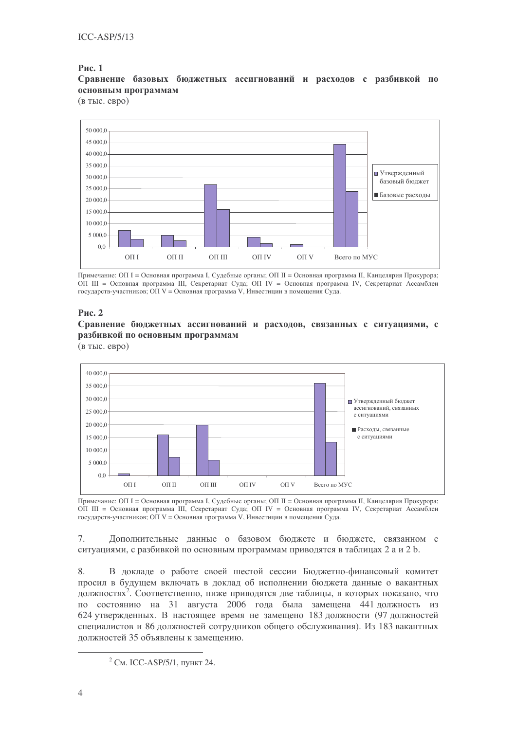**Рис. 1**

**Сравнение базовых бюджетных ассигнований и расходов с разбивкой по основным программам**

(в тыс. евро)

Примечание: ОП I = Основная программа I, Судебные органы; ОП II = Основная программа II, Канцелярия Прокурора; ОП III = Основная программа III, Секретариат Суда; ОП IV = Основная программа IV, Секретариат Ассамблеи государств-участников; ОП V = Основная программа V, Инвестиции в помещения Суда.

**Рис. 2**

**Сравнение бюджетных ассигнований и расходов, связанных с ситуациями, с разбивкой по основным программам**

(в тыс. евро)

Примечание: ОП I = Основная программа I, Судебные органы; ОП II = Основная программа II, Канцелярия Прокурора; ОП III = Основная программа III, Секретариат Суда; ОП IV = Основная программа IV, Секретариат Ассамблеи государств-участников; ОП V = Основная программа V, Инвестиции в помещения Суда.

7. Дополнительные данные о базовом бюджете и бюджете, связанном с ситуациями, с разбивкой по основным программам приводятся в таблицах 2 a и 2 b.

8. В докладе о работе своей шестой сессии Бюджетно-финансовый комитет просил в будущем включать в доклад об исполнении бюджета данные о вакантных должностях[2]. Соответственно, ниже приводятся две таблицы, в которых показано, что по состоянию на 31 августа 2006 года была замещена 441 должность из 624 утвержденных. В настоящее время не замещено 183 должности (97 должностей специалистов и 86 должностей сотрудников общего обслуживания). Из 183 вакантных должностей 35 объявлены к замещению.

[2] См. ICC-ASP/5/1, пункт 24.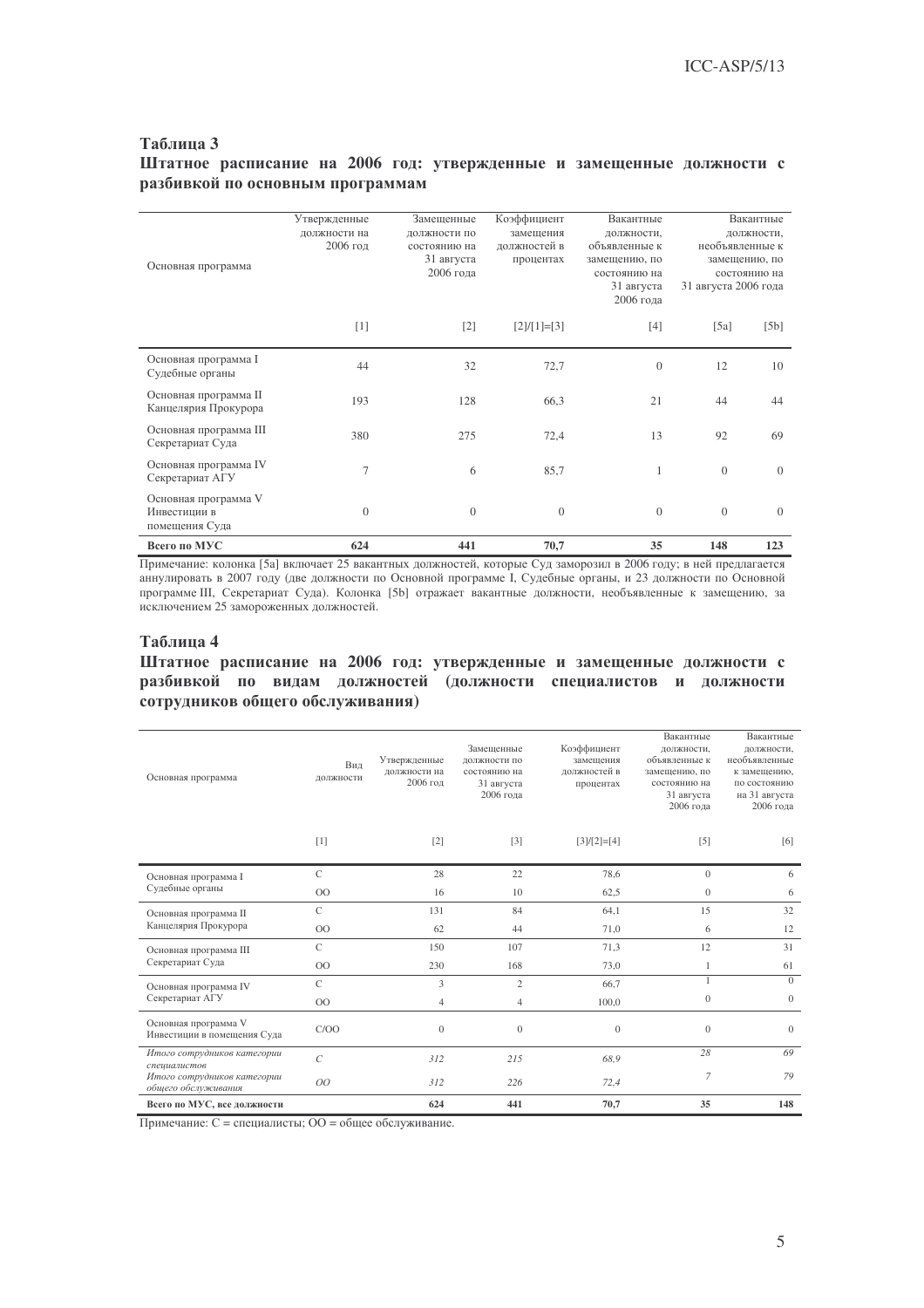### Таблица 3
### Штатное расписание на 2006 год: утвержденные и замещенные должности с разбивкой по основным программам

| Основная программа | Утвержденные должности на 2006 год | Замещенные должности по состоянию на 31 августа 2006 года | Коэффициент замещения должностей в процентах | Вакантные должности, объявленные к замещению, по состоянию на 31 августа 2006 года | Вакантные должности, необъявленные к замещению, по состоянию на 31 августа 2006 года | |
|---|---|---|---|---|---|---|
| | [1] | [2] | [2]/[1]=[3] | [4] | [5a] | [5b] |
| Основная программа I Судебные органы | 44 | 32 | 72,7 | 0 | 12 | 10 |
| Основная программа II Канцелярия Прокурора | 193 | 128 | 66,3 | 21 | 44 | 44 |
| Основная программа III Секретариат Суда | 380 | 275 | 72,4 | 13 | 92 | 69 |
| Основная программа IV Секретариат АГУ | 7 | 6 | 85,7 | 1 | 0 | 0 |
| Основная программа V Инвестиции в помещения Суда | 0 | 0 | 0 | 0 | 0 | 0 |
| **Всего по МУС** | **624** | **441** | **70,7** | **35** | **148** | **123** |

Примечание: колонка [5a] включает 25 вакантных должностей, которые Суд заморозил в 2006 году; в ней предлагается аннулировать в 2007 году (две должности по Основной программе I, Судебные органы, и 23 должности по Основной программе III, Секретариат Суда). Колонка [5b] отражает вакантные должности, необъявленные к замещению, за исключением 25 замороженных должностей.

### Таблица 4
### Штатное расписание на 2006 год: утвержденные и замещенные должности с разбивкой по видам должностей (должности специалистов и должности сотрудников общего обслуживания)

| Основная программа | Вид должности | Утвержденные должности на 2006 год | Замещенные должности по состоянию на 31 августа 2006 года | Коэффициент замещения должностей в процентах | Вакантные должности, объявленные к замещению, по состоянию на 31 августа 2006 года | Вакантные должности, необъявленные к замещению, по состоянию на 31 августа 2006 года |
|---|---|---|---|---|---|---|
| | [1] | [2] | [3] | [3]/[2]=[4] | [5] | [6] |
| Основная программа I Судебные органы | С | 28 | 22 | 78,6 | 0 | 6 |
| | ОО | 16 | 10 | 62,5 | 0 | 6 |
| Основная программа II Канцелярия Прокурора | С | 131 | 84 | 64,1 | 15 | 32 |
| | ОО | 62 | 44 | 71,0 | 6 | 12 |
| Основная программа III Секретариат Суда | С | 150 | 107 | 71,3 | 12 | 31 |
| | ОО | 230 | 168 | 73,0 | 1 | 61 |
| Основная программа IV Секретариат АГУ | С | 3 | 2 | 66,7 | 1 | 0 |
| | ОО | 4 | 4 | 100,0 | 0 | 0 |
| Основная программа V Инвестиции в помещения Суда | С/ОО | 0 | 0 | 0 | 0 | 0 |
| *Итого сотрудников категории специалистов* | *С* | *312* | *215* | *68,9* | *28* | *69* |
| *Итого сотрудников категории общего обслуживания* | *ОО* | *312* | *226* | *72,4* | *7* | *79* |
| **Всего по МУС, все должности** | | **624** | **441** | **70,7** | **35** | **148** |

Примечание: С = специалисты; ОО = общее обслуживание.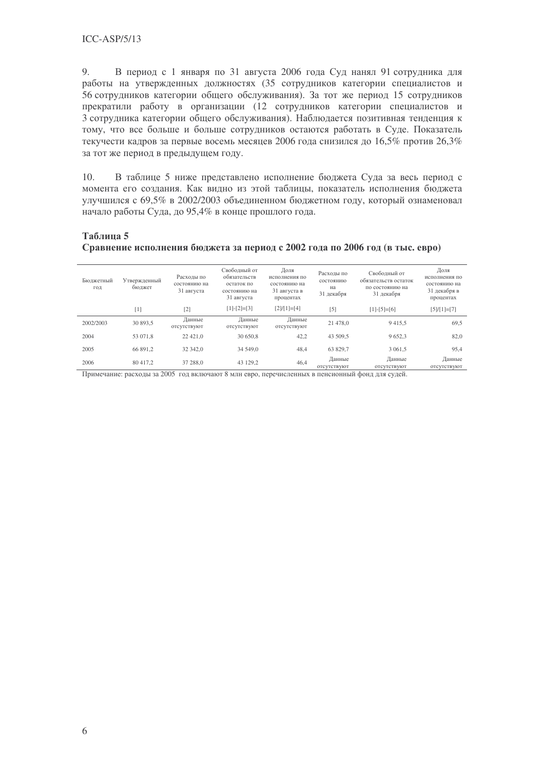9. В период с 1 января по 31 августа 2006 года Суд нанял 91 сотрудника для работы на утвержденных должностях (35 сотрудников категории специалистов и 56 сотрудников категории общего обслуживания). За тот же период 15 сотрудников прекратили работу в организации (12 сотрудников категории специалистов и 3 сотрудника категории общего обслуживания). Наблюдается позитивная тенденция к тому, что все больше и больше сотрудников остаются работать в Суде. Показатель текучести кадров за первые восемь месяцев 2006 года снизился до 16,5% против 26,3% за тот же период в предыдущем году.

10. В таблице 5 ниже представлено исполнение бюджета Суда за весь период с момента его создания. Как видно из этой таблицы, показатель исполнения бюджета улучшился с 69,5% в 2002/2003 объединенном бюджетном году, который ознаменовал начало работы Суда, до 95,4% в конце прошлого года.

**Таблица 5**
**Сравнение исполнения бюджета за период с 2002 года по 2006 год (в тыс. евро)**

| Бюджетный год | Утвержденный бюджет | Расходы по состоянию на 31 августа | Свободный от обязательств остаток по состоянию на 31 августа | Доля исполнения по состоянию на 31 августа в процентах | Расходы по состоянию на 31 декабря | Свободный от обязательств остаток по состоянию на 31 декабря | Доля исполнения по состоянию на 31 декабря в процентах |
|---|---|---|---|---|---|---|---|
| | [1] | [2] | [1]-[2]=[3] | [2]/[1]=[4] | [5] | [1]-[5]=[6] | [5]/[1]=[7] |
| 2002/2003 | 30 893,5 | Данные отсутствуют | Данные отсутствуют | Данные отсутствуют | 21 478,0 | 9 415,5 | 69,5 |
| 2004 | 53 071,8 | 22 421,0 | 30 650,8 | 42,2 | 43 509,5 | 9 652,3 | 82,0 |
| 2005 | 66 891,2 | 32 342,0 | 34 549,0 | 48,4 | 63 829,7 | 3 061,5 | 95,4 |
| 2006 | 80 417,2 | 37 288,0 | 43 129,2 | 46,4 | Данные отсутствуют | Данные отсутствуют | Данные отсутствуют |

Примечание: расходы за 2005 год включают 8 млн евро, перечисленных в пенсионный фонд для судей.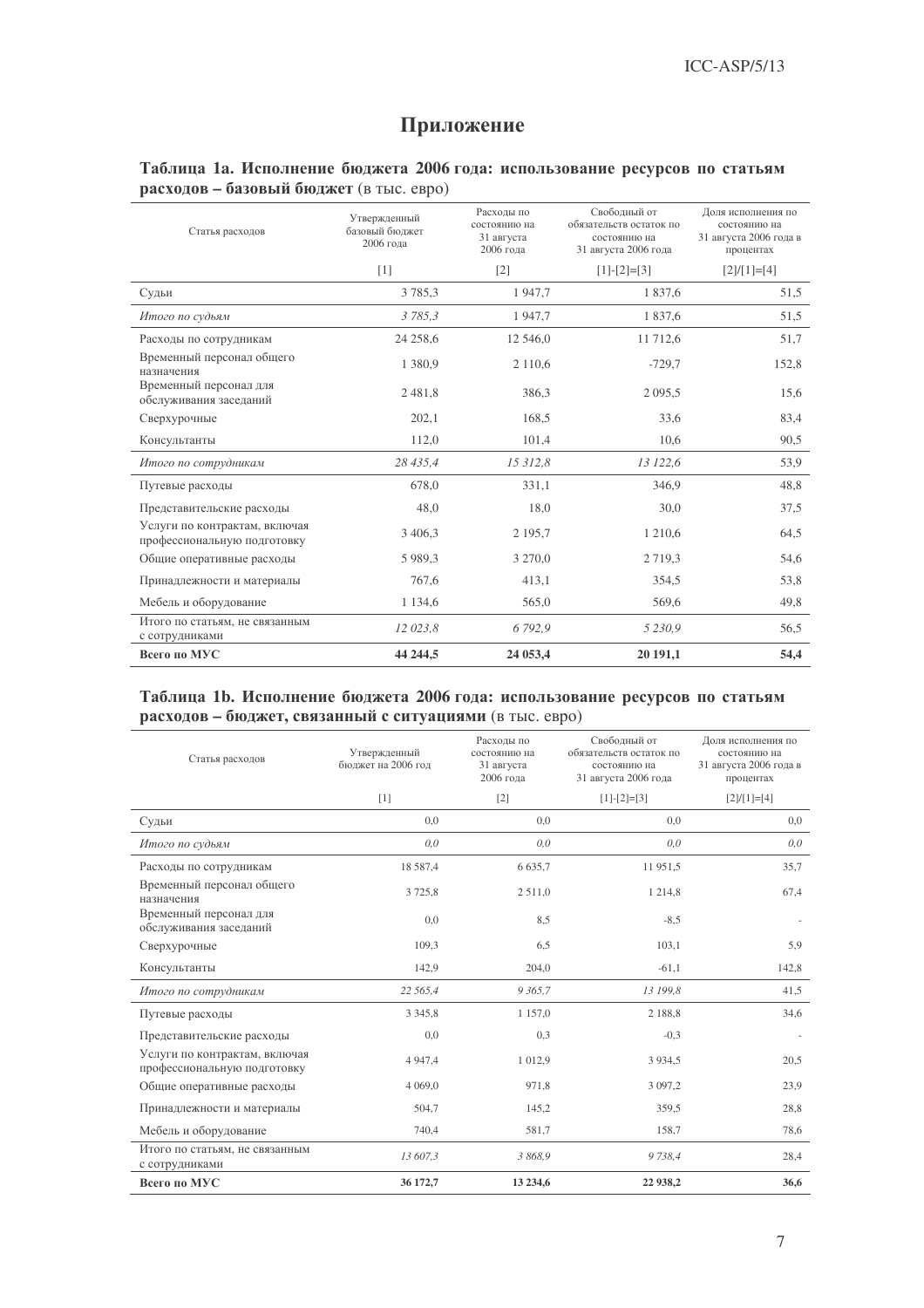# Приложение

**Таблица 1а. Исполнение бюджета 2006 года: использование ресурсов по статьям расходов – базовый бюджет** (в тыс. евро)

| Статья расходов | Утвержденный базовый бюджет 2006 года | Расходы по состоянию на 31 августа 2006 года | Свободный от обязательств остаток по состоянию на 31 августа 2006 года | Доля исполнения по состоянию на 31 августа 2006 года в процентах |
|---|---|---|---|---|
| | [1] | [2] | [1]-[2]=[3] | [2]/[1]=[4] |
| Судьи | 3 785,3 | 1 947,7 | 1 837,6 | 51,5 |
| *Итого по судьям* | *3 785,3* | 1 947,7 | 1 837,6 | 51,5 |
| Расходы по сотрудникам | 24 258,6 | 12 546,0 | 11 712,6 | 51,7 |
| Временный персонал общего назначения | 1 380,9 | 2 110,6 | -729,7 | 152,8 |
| Временный персонал для обслуживания заседаний | 2 481,8 | 386,3 | 2 095,5 | 15,6 |
| Сверхурочные | 202,1 | 168,5 | 33,6 | 83,4 |
| Консультанты | 112,0 | 101,4 | 10,6 | 90,5 |
| *Итого по сотрудникам* | *28 435,4* | *15 312,8* | *13 122,6* | 53,9 |
| Путевые расходы | 678,0 | 331,1 | 346,9 | 48,8 |
| Представительские расходы | 48,0 | 18,0 | 30,0 | 37,5 |
| Услуги по контрактам, включая профессиональную подготовку | 3 406,3 | 2 195,7 | 1 210,6 | 64,5 |
| Общие оперативные расходы | 5 989,3 | 3 270,0 | 2 719,3 | 54,6 |
| Принадлежности и материалы | 767,6 | 413,1 | 354,5 | 53,8 |
| Мебель и оборудование | 1 134,6 | 565,0 | 569,6 | 49,8 |
| Итого по статьям, не связанным с сотрудниками | *12 023,8* | *6 792,9* | *5 230,9* | 56,5 |
| **Всего по МУС** | **44 244,5** | **24 053,4** | **20 191,1** | **54,4** |

**Таблица 1b. Исполнение бюджета 2006 года: использование ресурсов по статьям расходов – бюджет, связанный с ситуациями** (в тыс. евро)

| Статья расходов | Утвержденный бюджет на 2006 год | Расходы по состоянию на 31 августа 2006 года | Свободный от обязательств остаток по состоянию на 31 августа 2006 года | Доля исполнения по состоянию на 31 августа 2006 года в процентах |
|---|---|---|---|---|
| | [1] | [2] | [1]-[2]=[3] | [2]/[1]=[4] |
| Судьи | 0,0 | 0,0 | 0,0 | 0,0 |
| *Итого по судьям* | *0,0* | *0,0* | *0,0* | *0,0* |
| Расходы по сотрудникам | 18 587,4 | 6 635,7 | 11 951,5 | 35,7 |
| Временный персонал общего назначения | 3 725,8 | 2 511,0 | 1 214,8 | 67,4 |
| Временный персонал для обслуживания заседаний | 0,0 | 8,5 | -8,5 | - |
| Сверхурочные | 109,3 | 6,5 | 103,1 | 5,9 |
| Консультанты | 142,9 | 204,0 | -61,1 | 142,8 |
| *Итого по сотрудникам* | *22 565,4* | *9 365,7* | *13 199,8* | *41,5* |
| Путевые расходы | 3 345,8 | 1 157,0 | 2 188,8 | 34,6 |
| Представительские расходы | 0,0 | 0,3 | -0,3 | - |
| Услуги по контрактам, включая профессиональную подготовку | 4 947,4 | 1 012,9 | 3 934,5 | 20,5 |
| Общие оперативные расходы | 4 069,0 | 971,8 | 3 097,2 | 23,9 |
| Принадлежности и материалы | 504,7 | 145,2 | 359,5 | 28,8 |
| Мебель и оборудование | 740,4 | 581,7 | 158,7 | 78,6 |
| Итого по статьям, не связанным с сотрудниками | *13 607,3* | *3 868,9* | *9 738,4* | *28,4* |
| **Всего по МУС** | **36 172,7** | **13 234,6** | **22 938,2** | **36,6** |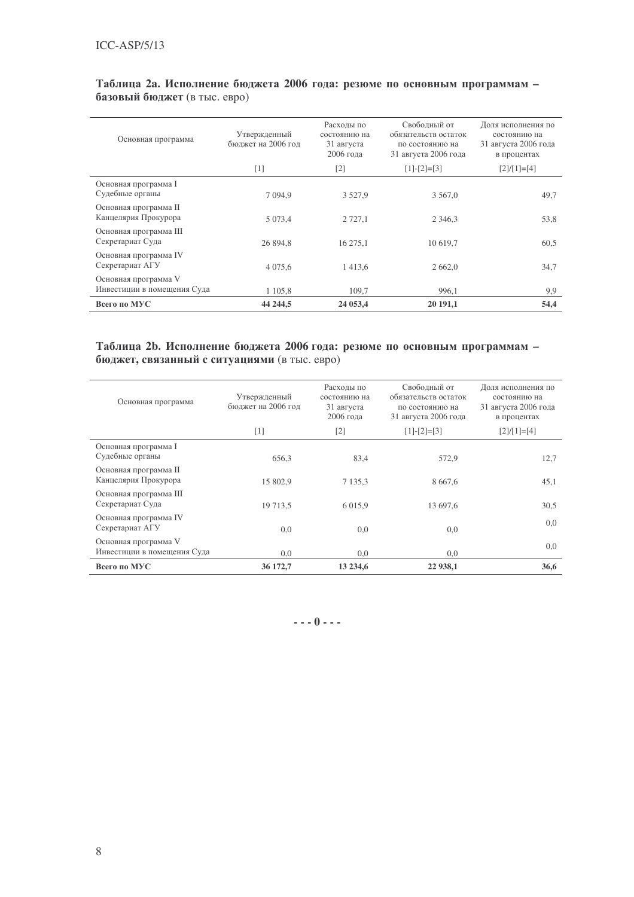**Таблица 2а. Исполнение бюджета 2006 года: резюме по основным программам – базовый бюджет** (в тыс. евро)

| Основная программа | Утвержденный бюджет на 2006 год | Расходы по состоянию на 31 августа 2006 года | Свободный от обязательств остаток по состоянию на 31 августа 2006 года | Доля исполнения по состоянию на 31 августа 2006 года в процентах |
|---|---|---|---|---|
| | [1] | [2] | [1]-[2]=[3] | [2]/[1]=[4] |
| Основная программа I Судебные органы | 7 094,9 | 3 527,9 | 3 567,0 | 49,7 |
| Основная программа II Канцелярия Прокурора | 5 073,4 | 2 727,1 | 2 346,3 | 53,8 |
| Основная программа III Секретариат Суда | 26 894,8 | 16 275,1 | 10 619,7 | 60,5 |
| Основная программа IV Секретариат АГУ | 4 075,6 | 1 413,6 | 2 662,0 | 34,7 |
| Основная программа V Инвестиции в помещения Суда | 1 105,8 | 109,7 | 996,1 | 9,9 |
| **Всего по МУС** | **44 244,5** | **24 053,4** | **20 191,1** | **54,4** |

**Таблица 2b. Исполнение бюджета 2006 года: резюме по основным программам – бюджет, связанный с ситуациями** (в тыс. евро)

| Основная программа | Утвержденный бюджет на 2006 год | Расходы по состоянию на 31 августа 2006 года | Свободный от обязательств остаток по состоянию на 31 августа 2006 года | Доля исполнения по состоянию на 31 августа 2006 года в процентах |
|---|---|---|---|---|
| | [1] | [2] | [1]-[2]=[3] | [2]/[1]=[4] |
| Основная программа I Судебные органы | 656,3 | 83,4 | 572,9 | 12,7 |
| Основная программа II Канцелярия Прокурора | 15 802,9 | 7 135,3 | 8 667,6 | 45,1 |
| Основная программа III Секретариат Суда | 19 713,5 | 6 015,9 | 13 697,6 | 30,5 |
| Основная программа IV Секретариат АГУ | 0,0 | 0,0 | 0,0 | 0,0 |
| Основная программа V Инвестиции в помещения Суда | 0,0 | 0,0 | 0,0 | 0,0 |
| **Всего по МУС** | **36 172,7** | **13 234,6** | **22 938,1** | **36,6** |

**- - - 0 - - -**